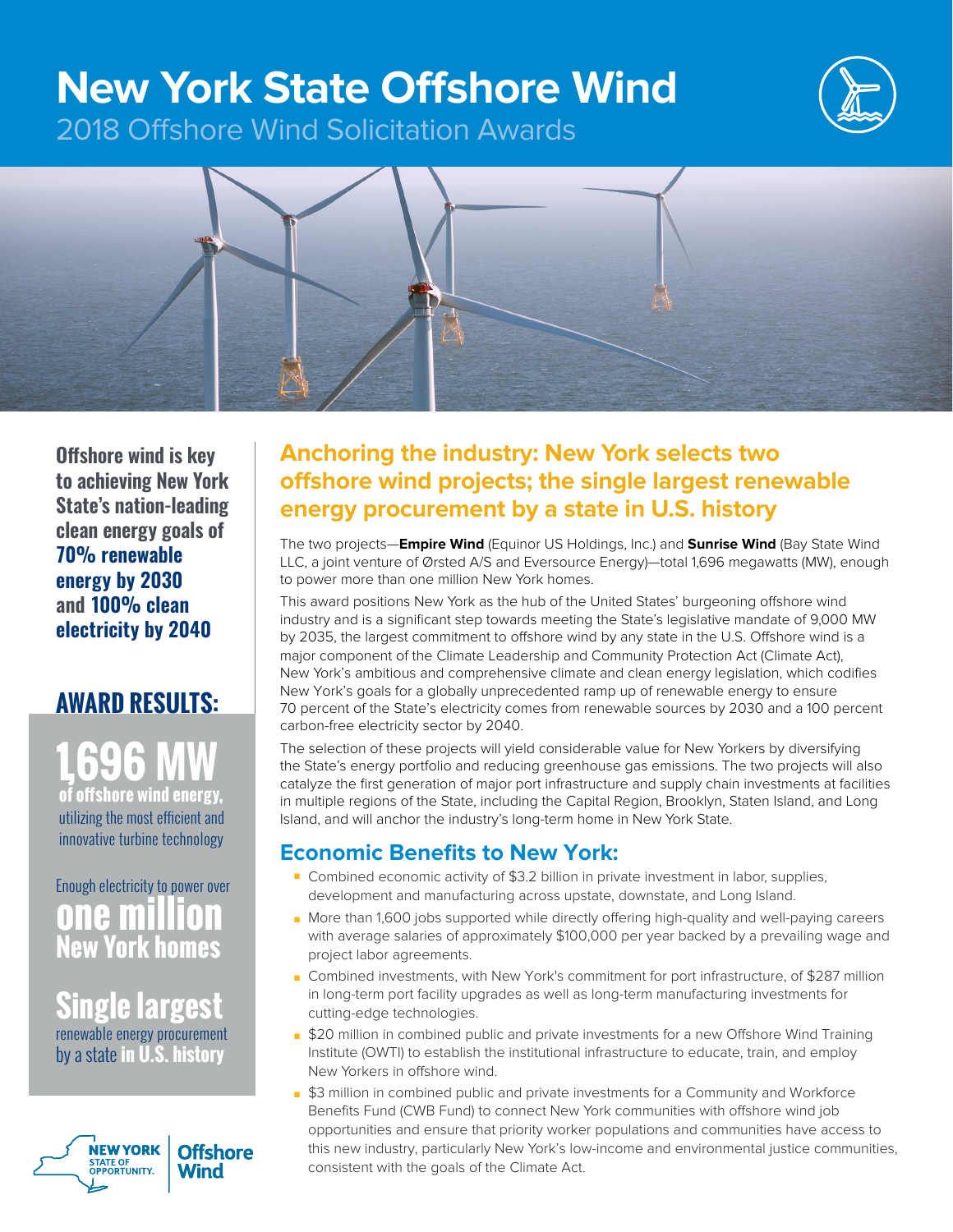# New York State Offshore Wind

## 2018 Offshore Wind Solicitation Awards

**Offshore wind is key to achieving New York State's nation-leading clean energy goals of 70% renewable energy by 2030 and 100% clean electricity by 2040**

## AWARD RESULTS:

**1,696 MW** of offshore wind energy, utilizing the most efficient and innovative turbine technology

Enough electricity to power over **one million New York homes**

**Single largest** renewable energy procurement by a state **in U.S. history**

New York State of Opportunity. | Offshore Wind

## Anchoring the industry: New York selects two offshore wind projects; the single largest renewable energy procurement by a state in U.S. history

The two projects—**Empire Wind** (Equinor US Holdings, Inc.) and **Sunrise Wind** (Bay State Wind LLC, a joint venture of Ørsted A/S and Eversource Energy)—total 1,696 megawatts (MW), enough to power more than one million New York homes.

This award positions New York as the hub of the United States' burgeoning offshore wind industry and is a significant step towards meeting the State's legislative mandate of 9,000 MW by 2035, the largest commitment to offshore wind by any state in the U.S. Offshore wind is a major component of the Climate Leadership and Community Protection Act (Climate Act), New York's ambitious and comprehensive climate and clean energy legislation, which codifies New York's goals for a globally unprecedented ramp up of renewable energy to ensure 70 percent of the State's electricity comes from renewable sources by 2030 and a 100 percent carbon-free electricity sector by 2040.

The selection of these projects will yield considerable value for New Yorkers by diversifying the State's energy portfolio and reducing greenhouse gas emissions. The two projects will also catalyze the first generation of major port infrastructure and supply chain investments at facilities in multiple regions of the State, including the Capital Region, Brooklyn, Staten Island, and Long Island, and will anchor the industry's long-term home in New York State.

## Economic Benefits to New York:

- Combined economic activity of $3.2 billion in private investment in labor, supplies, development and manufacturing across upstate, downstate, and Long Island.
- More than 1,600 jobs supported while directly offering high-quality and well-paying careers with average salaries of approximately $100,000 per year backed by a prevailing wage and project labor agreements.
- Combined investments, with New York's commitment for port infrastructure, of $287 million in long-term port facility upgrades as well as long-term manufacturing investments for cutting-edge technologies.
- $20 million in combined public and private investments for a new Offshore Wind Training Institute (OWTI) to establish the institutional infrastructure to educate, train, and employ New Yorkers in offshore wind.
- $3 million in combined public and private investments for a Community and Workforce Benefits Fund (CWB Fund) to connect New York communities with offshore wind job opportunities and ensure that priority worker populations and communities have access to this new industry, particularly New York's low-income and environmental justice communities, consistent with the goals of the Climate Act.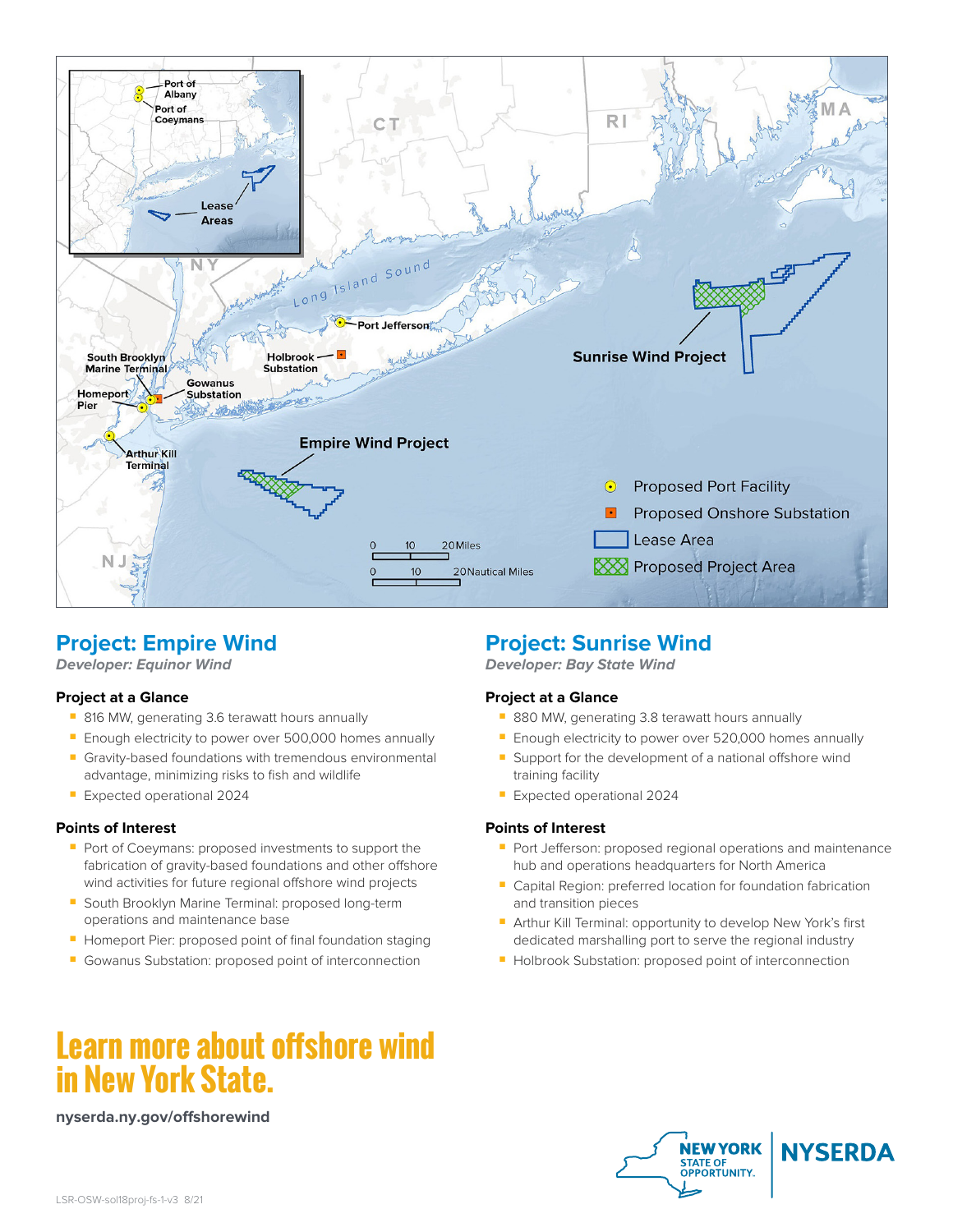Port of Albany
Port of Coeymans
Lease Areas
CT
RI
MA
NY
NJ
Long Island Sound
Port Jefferson
South Brooklyn Marine Terminal
Holbrook Substation
Gowanus Substation
Homeport Pier
Arthur Kill Terminal
Sunrise Wind Project
Empire Wind Project
0 10 20 Miles
0 10 20 Nautical Miles
Proposed Port Facility
Proposed Onshore Substation
Lease Area
Proposed Project Area

## Project: Empire Wind

***Developer: Equinor Wind***

### Project at a Glance

- 816 MW, generating 3.6 terawatt hours annually
- Enough electricity to power over 500,000 homes annually
- Gravity-based foundations with tremendous environmental advantage, minimizing risks to fish and wildlife
- Expected operational 2024

### Points of Interest

- Port of Coeymans: proposed investments to support the fabrication of gravity-based foundations and other offshore wind activities for future regional offshore wind projects
- South Brooklyn Marine Terminal: proposed long-term operations and maintenance base
- Homeport Pier: proposed point of final foundation staging
- Gowanus Substation: proposed point of interconnection

## Project: Sunrise Wind

***Developer: Bay State Wind***

### Project at a Glance

- 880 MW, generating 3.8 terawatt hours annually
- Enough electricity to power over 520,000 homes annually
- Support for the development of a national offshore wind training facility
- Expected operational 2024

### Points of Interest

- Port Jefferson: proposed regional operations and maintenance hub and operations headquarters for North America
- Capital Region: preferred location for foundation fabrication and transition pieces
- Arthur Kill Terminal: opportunity to develop New York's first dedicated marshalling port to serve the regional industry
- Holbrook Substation: proposed point of interconnection

# Learn more about offshore wind in New York State.

**nyserda.ny.gov/offshorewind**

NEW YORK STATE OF OPPORTUNITY. | NYSERDA

LSR-OSW-sol18proj-fs-1-v3 8/21